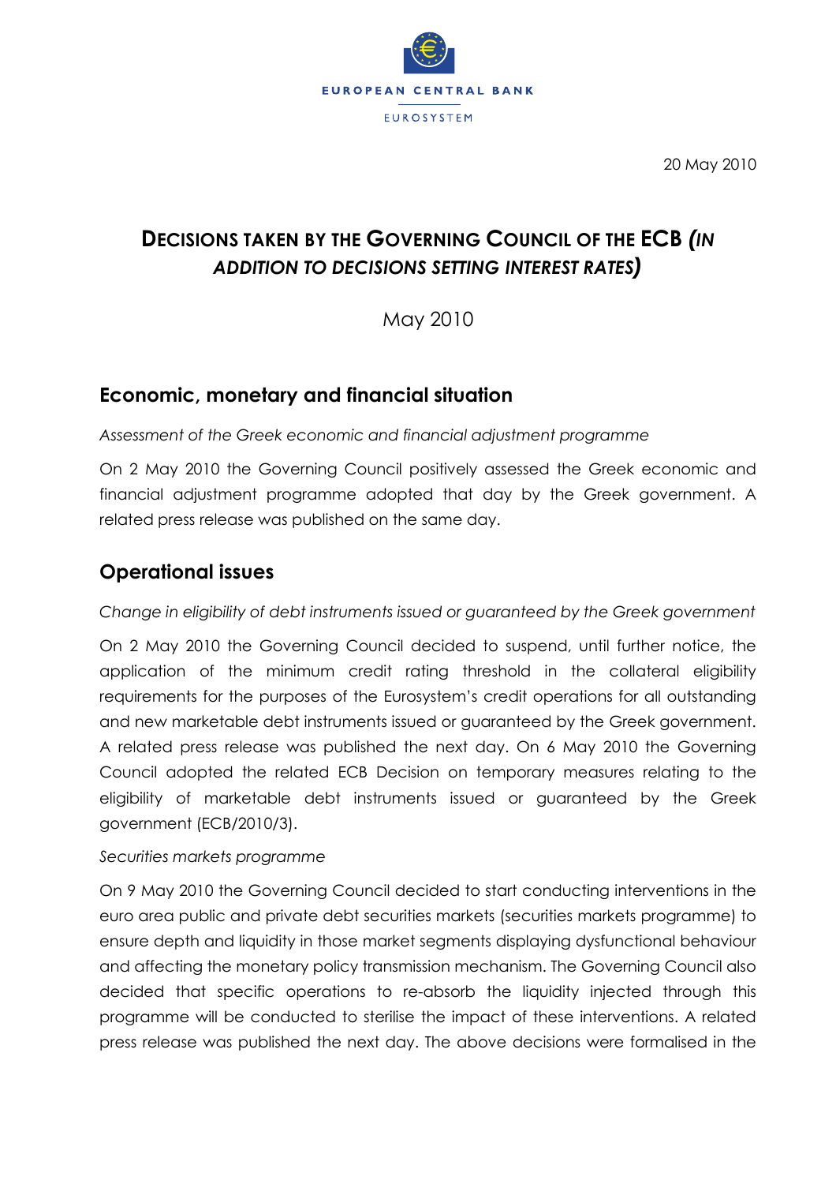EUROPEAN CENTRAL BANK

EUROSYSTEM

20 May 2010

# DECISIONS TAKEN BY THE GOVERNING COUNCIL OF THE ECB *(IN ADDITION TO DECISIONS SETTING INTEREST RATES)*

May 2010

## Economic, monetary and financial situation

*Assessment of the Greek economic and financial adjustment programme*

On 2 May 2010 the Governing Council positively assessed the Greek economic and financial adjustment programme adopted that day by the Greek government. A related press release was published on the same day.

## Operational issues

*Change in eligibility of debt instruments issued or guaranteed by the Greek government*

On 2 May 2010 the Governing Council decided to suspend, until further notice, the application of the minimum credit rating threshold in the collateral eligibility requirements for the purposes of the Eurosystem's credit operations for all outstanding and new marketable debt instruments issued or guaranteed by the Greek government. A related press release was published the next day. On 6 May 2010 the Governing Council adopted the related ECB Decision on temporary measures relating to the eligibility of marketable debt instruments issued or guaranteed by the Greek government (ECB/2010/3).

*Securities markets programme*

On 9 May 2010 the Governing Council decided to start conducting interventions in the euro area public and private debt securities markets (securities markets programme) to ensure depth and liquidity in those market segments displaying dysfunctional behaviour and affecting the monetary policy transmission mechanism. The Governing Council also decided that specific operations to re-absorb the liquidity injected through this programme will be conducted to sterilise the impact of these interventions. A related press release was published the next day. The above decisions were formalised in the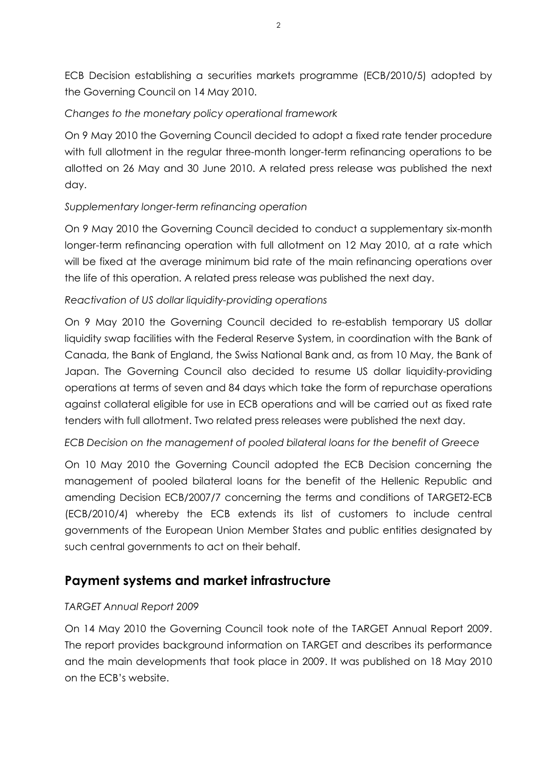ECB Decision establishing a securities markets programme (ECB/2010/5) adopted by the Governing Council on 14 May 2010.

*Changes to the monetary policy operational framework*

On 9 May 2010 the Governing Council decided to adopt a fixed rate tender procedure with full allotment in the regular three-month longer-term refinancing operations to be allotted on 26 May and 30 June 2010. A related press release was published the next day.

*Supplementary longer-term refinancing operation*

On 9 May 2010 the Governing Council decided to conduct a supplementary six-month longer-term refinancing operation with full allotment on 12 May 2010, at a rate which will be fixed at the average minimum bid rate of the main refinancing operations over the life of this operation. A related press release was published the next day.

*Reactivation of US dollar liquidity-providing operations*

On 9 May 2010 the Governing Council decided to re-establish temporary US dollar liquidity swap facilities with the Federal Reserve System, in coordination with the Bank of Canada, the Bank of England, the Swiss National Bank and, as from 10 May, the Bank of Japan. The Governing Council also decided to resume US dollar liquidity-providing operations at terms of seven and 84 days which take the form of repurchase operations against collateral eligible for use in ECB operations and will be carried out as fixed rate tenders with full allotment. Two related press releases were published the next day.

*ECB Decision on the management of pooled bilateral loans for the benefit of Greece*

On 10 May 2010 the Governing Council adopted the ECB Decision concerning the management of pooled bilateral loans for the benefit of the Hellenic Republic and amending Decision ECB/2007/7 concerning the terms and conditions of TARGET2-ECB (ECB/2010/4) whereby the ECB extends its list of customers to include central governments of the European Union Member States and public entities designated by such central governments to act on their behalf.

## Payment systems and market infrastructure

*TARGET Annual Report 2009*

On 14 May 2010 the Governing Council took note of the TARGET Annual Report 2009. The report provides background information on TARGET and describes its performance and the main developments that took place in 2009. It was published on 18 May 2010 on the ECB's website.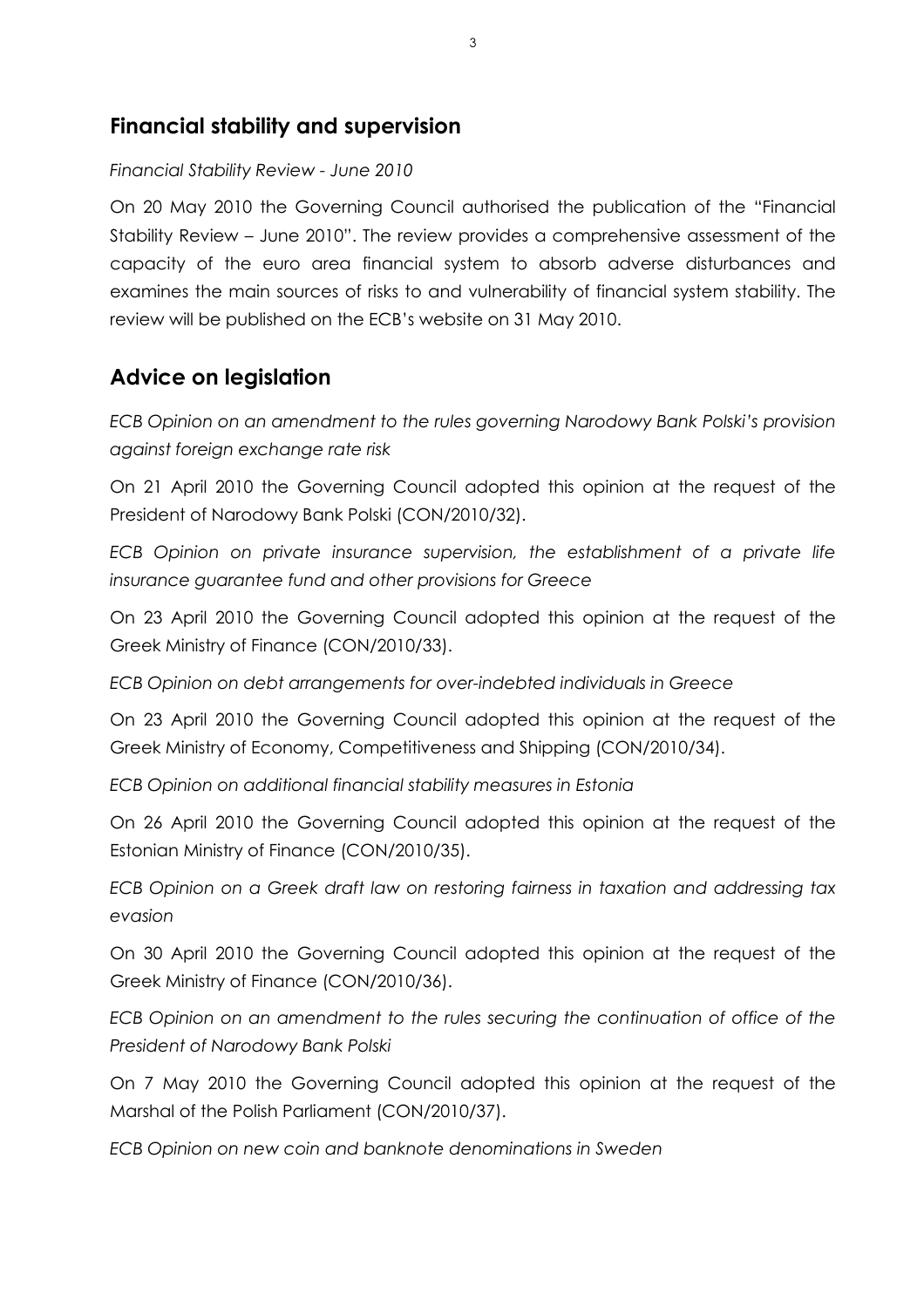## Financial stability and supervision

*Financial Stability Review - June 2010*

On 20 May 2010 the Governing Council authorised the publication of the "Financial Stability Review – June 2010". The review provides a comprehensive assessment of the capacity of the euro area financial system to absorb adverse disturbances and examines the main sources of risks to and vulnerability of financial system stability. The review will be published on the ECB's website on 31 May 2010.

## Advice on legislation

*ECB Opinion on an amendment to the rules governing Narodowy Bank Polski's provision against foreign exchange rate risk*

On 21 April 2010 the Governing Council adopted this opinion at the request of the President of Narodowy Bank Polski (CON/2010/32).

*ECB Opinion on private insurance supervision, the establishment of a private life insurance guarantee fund and other provisions for Greece*

On 23 April 2010 the Governing Council adopted this opinion at the request of the Greek Ministry of Finance (CON/2010/33).

*ECB Opinion on debt arrangements for over-indebted individuals in Greece*

On 23 April 2010 the Governing Council adopted this opinion at the request of the Greek Ministry of Economy, Competitiveness and Shipping (CON/2010/34).

*ECB Opinion on additional financial stability measures in Estonia*

On 26 April 2010 the Governing Council adopted this opinion at the request of the Estonian Ministry of Finance (CON/2010/35).

*ECB Opinion on a Greek draft law on restoring fairness in taxation and addressing tax evasion*

On 30 April 2010 the Governing Council adopted this opinion at the request of the Greek Ministry of Finance (CON/2010/36).

*ECB Opinion on an amendment to the rules securing the continuation of office of the President of Narodowy Bank Polski*

On 7 May 2010 the Governing Council adopted this opinion at the request of the Marshal of the Polish Parliament (CON/2010/37).

*ECB Opinion on new coin and banknote denominations in Sweden*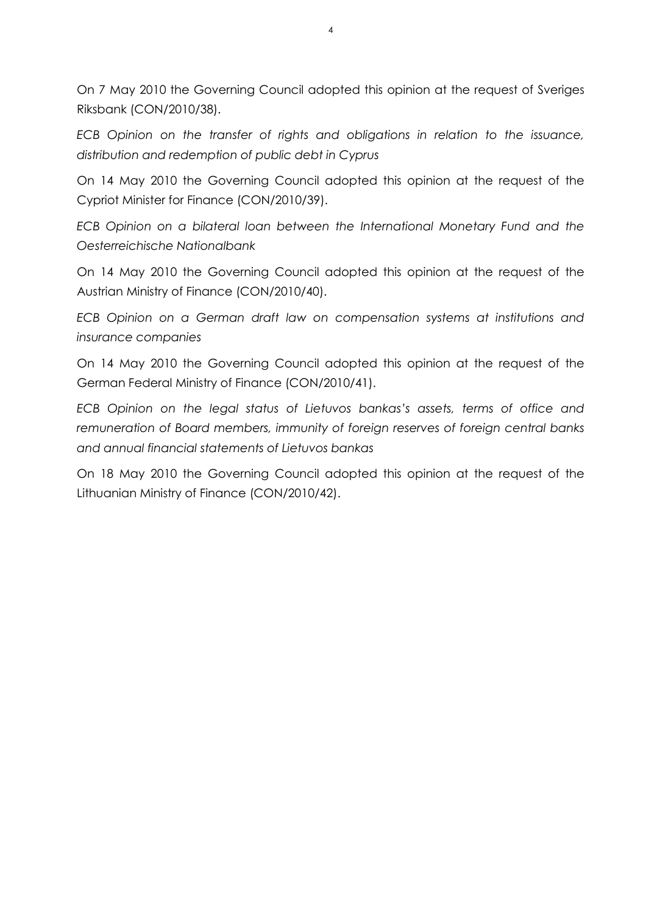On 7 May 2010 the Governing Council adopted this opinion at the request of Sveriges Riksbank (CON/2010/38).

*ECB Opinion on the transfer of rights and obligations in relation to the issuance, distribution and redemption of public debt in Cyprus*

On 14 May 2010 the Governing Council adopted this opinion at the request of the Cypriot Minister for Finance (CON/2010/39).

*ECB Opinion on a bilateral loan between the International Monetary Fund and the Oesterreichische Nationalbank*

On 14 May 2010 the Governing Council adopted this opinion at the request of the Austrian Ministry of Finance (CON/2010/40).

*ECB Opinion on a German draft law on compensation systems at institutions and insurance companies*

On 14 May 2010 the Governing Council adopted this opinion at the request of the German Federal Ministry of Finance (CON/2010/41).

*ECB Opinion on the legal status of Lietuvos bankas's assets, terms of office and remuneration of Board members, immunity of foreign reserves of foreign central banks and annual financial statements of Lietuvos bankas*

On 18 May 2010 the Governing Council adopted this opinion at the request of the Lithuanian Ministry of Finance (CON/2010/42).